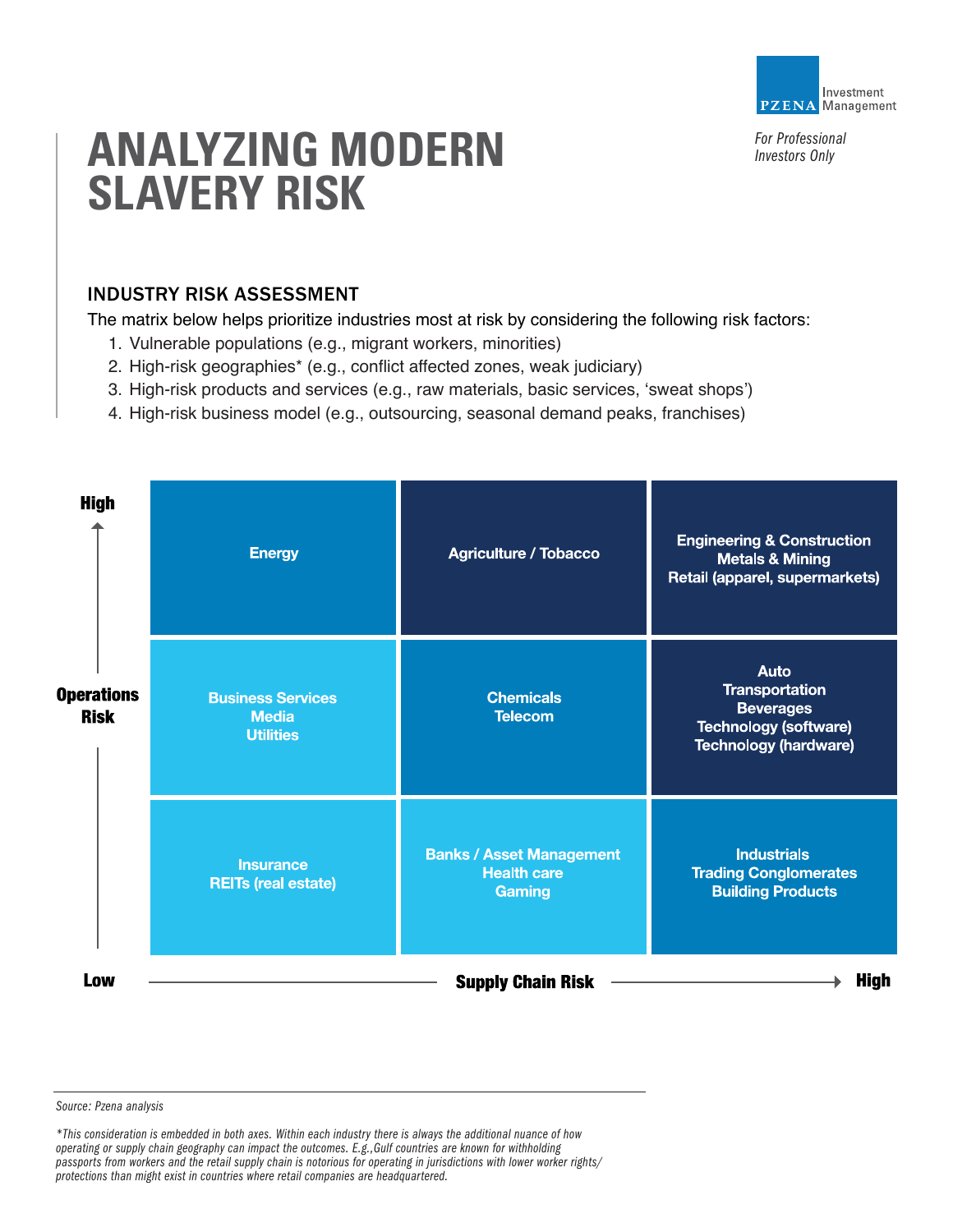# ANALYZING MODERN SLAVERY RISK

Investment Management

*For Professional Investors Only*

## INDUSTRY RISK ASSESSMENT

The matrix below helps prioritize industries most at risk by considering the following risk factors:

1. Vulnerable populations (e.g., migrant workers, minorities)
2. High-risk geographies* (e.g., conflict affected zones, weak judiciary)
3. High-risk products and services (e.g., raw materials, basic services, 'sweat shops')
4. High-risk business model (e.g., outsourcing, seasonal demand peaks, franchises)

| Operations Risk ↓ / Supply Chain Risk → | Low | | High |
|---|---|---|---|
| **High** | Energy | Agriculture / Tobacco | Engineering & Construction<br>Metals & Mining<br>Retail (apparel, supermarkets) |
| | Business Services<br>Media<br>Utilities | Chemicals<br>Telecom | Auto<br>Transportation<br>Beverages<br>Technology (software)<br>Technology (hardware) |
| **Low** | Insurance<br>REITs (real estate) | Banks / Asset Management<br>Health care<br>Gaming | Industrials<br>Trading Conglomerates<br>Building Products |

*Source: Pzena analysis*

*\*This consideration is embedded in both axes. Within each industry there is always the additional nuance of how operating or supply chain geography can impact the outcomes. E.g.,Gulf countries are known for withholding passports from workers and the retail supply chain is notorious for operating in jurisdictions with lower worker rights/protections than might exist in countries where retail companies are headquartered.*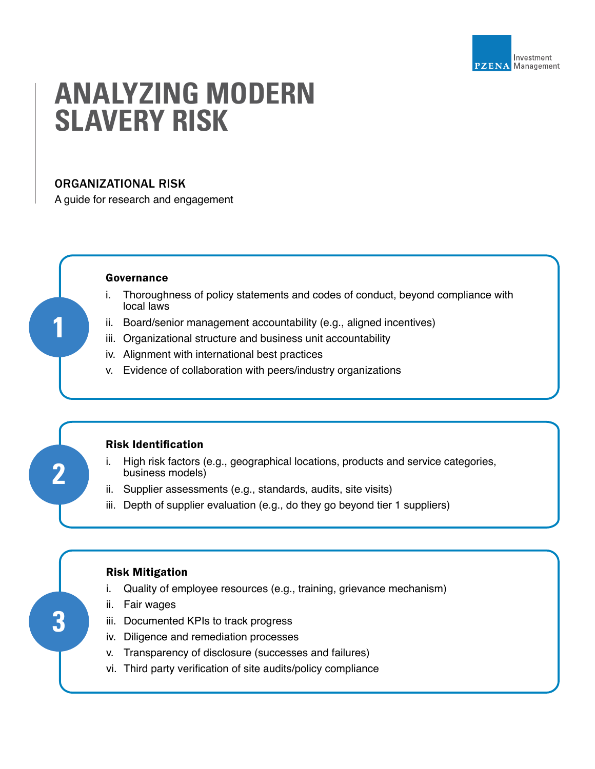# ANALYZING MODERN SLAVERY RISK

## ORGANIZATIONAL RISK

A guide for research and engagement

### 1. Governance

i. Thoroughness of policy statements and codes of conduct, beyond compliance with local laws

ii. Board/senior management accountability (e.g., aligned incentives)

iii. Organizational structure and business unit accountability

iv. Alignment with international best practices

v. Evidence of collaboration with peers/industry organizations

### 2. Risk Identification

i. High risk factors (e.g., geographical locations, products and service categories, business models)

ii. Supplier assessments (e.g., standards, audits, site visits)

iii. Depth of supplier evaluation (e.g., do they go beyond tier 1 suppliers)

### 3. Risk Mitigation

i. Quality of employee resources (e.g., training, grievance mechanism)

ii. Fair wages

iii. Documented KPIs to track progress

iv. Diligence and remediation processes

v. Transparency of disclosure (successes and failures)

vi. Third party verification of site audits/policy compliance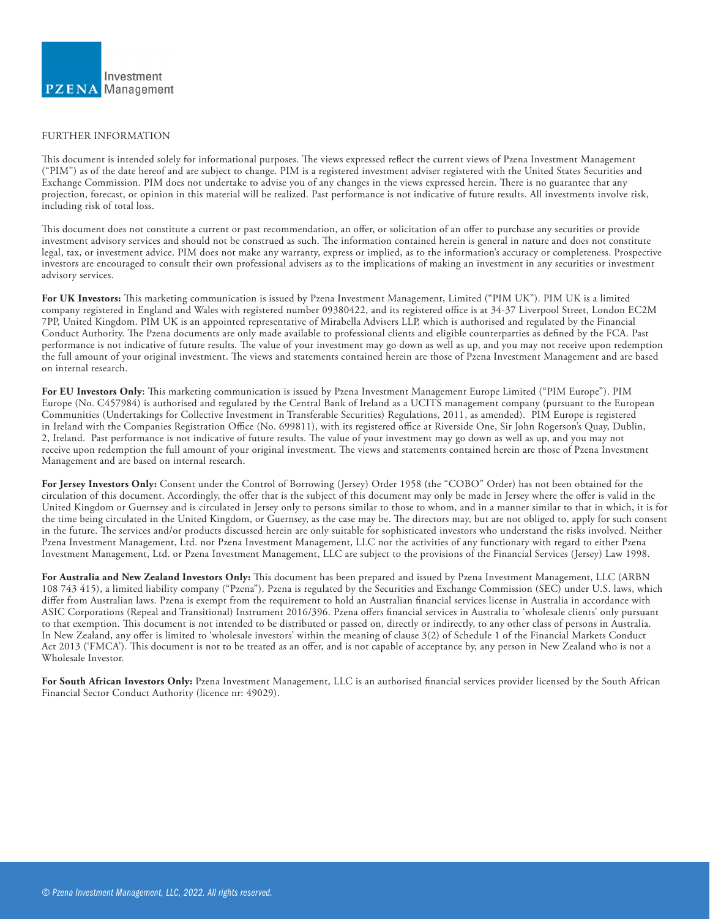PZENA Investment Management

FURTHER INFORMATION

This document is intended solely for informational purposes. The views expressed reflect the current views of Pzena Investment Management ("PIM") as of the date hereof and are subject to change. PIM is a registered investment adviser registered with the United States Securities and Exchange Commission. PIM does not undertake to advise you of any changes in the views expressed herein. There is no guarantee that any projection, forecast, or opinion in this material will be realized. Past performance is not indicative of future results. All investments involve risk, including risk of total loss.

This document does not constitute a current or past recommendation, an offer, or solicitation of an offer to purchase any securities or provide investment advisory services and should not be construed as such. The information contained herein is general in nature and does not constitute legal, tax, or investment advice. PIM does not make any warranty, express or implied, as to the information's accuracy or completeness. Prospective investors are encouraged to consult their own professional advisers as to the implications of making an investment in any securities or investment advisory services.

**For UK Investors:** This marketing communication is issued by Pzena Investment Management, Limited ("PIM UK"). PIM UK is a limited company registered in England and Wales with registered number 09380422, and its registered office is at 34-37 Liverpool Street, London EC2M 7PP, United Kingdom. PIM UK is an appointed representative of Mirabella Advisers LLP, which is authorised and regulated by the Financial Conduct Authority. The Pzena documents are only made available to professional clients and eligible counterparties as defined by the FCA. Past performance is not indicative of future results. The value of your investment may go down as well as up, and you may not receive upon redemption the full amount of your original investment. The views and statements contained herein are those of Pzena Investment Management and are based on internal research.

**For EU Investors Only:** This marketing communication is issued by Pzena Investment Management Europe Limited ("PIM Europe"). PIM Europe (No. C457984) is authorised and regulated by the Central Bank of Ireland as a UCITS management company (pursuant to the European Communities (Undertakings for Collective Investment in Transferable Securities) Regulations, 2011, as amended). PIM Europe is registered in Ireland with the Companies Registration Office (No. 699811), with its registered office at Riverside One, Sir John Rogerson's Quay, Dublin, 2, Ireland. Past performance is not indicative of future results. The value of your investment may go down as well as up, and you may not receive upon redemption the full amount of your original investment. The views and statements contained herein are those of Pzena Investment Management and are based on internal research.

**For Jersey Investors Only:** Consent under the Control of Borrowing (Jersey) Order 1958 (the "COBO" Order) has not been obtained for the circulation of this document. Accordingly, the offer that is the subject of this document may only be made in Jersey where the offer is valid in the United Kingdom or Guernsey and is circulated in Jersey only to persons similar to those to whom, and in a manner similar to that in which, it is for the time being circulated in the United Kingdom, or Guernsey, as the case may be. The directors may, but are not obliged to, apply for such consent in the future. The services and/or products discussed herein are only suitable for sophisticated investors who understand the risks involved. Neither Pzena Investment Management, Ltd. nor Pzena Investment Management, LLC nor the activities of any functionary with regard to either Pzena Investment Management, Ltd. or Pzena Investment Management, LLC are subject to the provisions of the Financial Services (Jersey) Law 1998.

**For Australia and New Zealand Investors Only:** This document has been prepared and issued by Pzena Investment Management, LLC (ARBN 108 743 415), a limited liability company ("Pzena"). Pzena is regulated by the Securities and Exchange Commission (SEC) under U.S. laws, which differ from Australian laws. Pzena is exempt from the requirement to hold an Australian financial services license in Australia in accordance with ASIC Corporations (Repeal and Transitional) Instrument 2016/396. Pzena offers financial services in Australia to 'wholesale clients' only pursuant to that exemption. This document is not intended to be distributed or passed on, directly or indirectly, to any other class of persons in Australia. In New Zealand, any offer is limited to 'wholesale investors' within the meaning of clause 3(2) of Schedule 1 of the Financial Markets Conduct Act 2013 ('FMCA'). This document is not to be treated as an offer, and is not capable of acceptance by, any person in New Zealand who is not a Wholesale Investor.

**For South African Investors Only:** Pzena Investment Management, LLC is an authorised financial services provider licensed by the South African Financial Sector Conduct Authority (licence nr: 49029).

*© Pzena Investment Management, LLC, 2022. All rights reserved.*